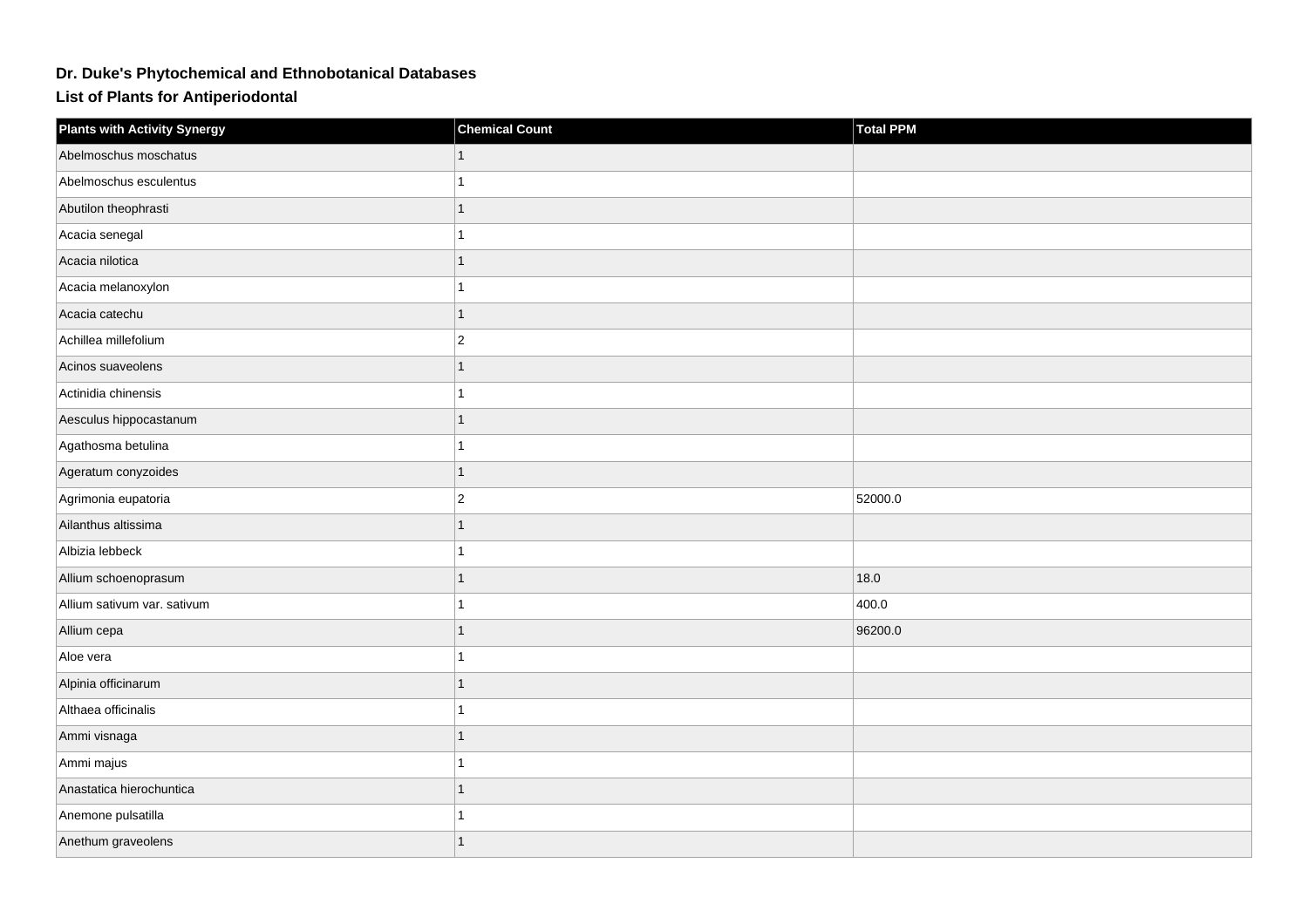# Dr. Duke's Phytochemical and Ethnobotanical Databases

## List of Plants for Antiperiodontal

| Plants with Activity Synergy | Chemical Count | Total PPM |
| --- | --- | --- |
| Abelmoschus moschatus | 1 | |
| Abelmoschus esculentus | 1 | |
| Abutilon theophrasti | 1 | |
| Acacia senegal | 1 | |
| Acacia nilotica | 1 | |
| Acacia melanoxylon | 1 | |
| Acacia catechu | 1 | |
| Achillea millefolium | 2 | |
| Acinos suaveolens | 1 | |
| Actinidia chinensis | 1 | |
| Aesculus hippocastanum | 1 | |
| Agathosma betulina | 1 | |
| Ageratum conyzoides | 1 | |
| Agrimonia eupatoria | 2 | 52000.0 |
| Ailanthus altissima | 1 | |
| Albizia lebbeck | 1 | |
| Allium schoenoprasum | 1 | 18.0 |
| Allium sativum var. sativum | 1 | 400.0 |
| Allium cepa | 1 | 96200.0 |
| Aloe vera | 1 | |
| Alpinia officinarum | 1 | |
| Althaea officinalis | 1 | |
| Ammi visnaga | 1 | |
| Ammi majus | 1 | |
| Anastatica hierochuntica | 1 | |
| Anemone pulsatilla | 1 | |
| Anethum graveolens | 1 | |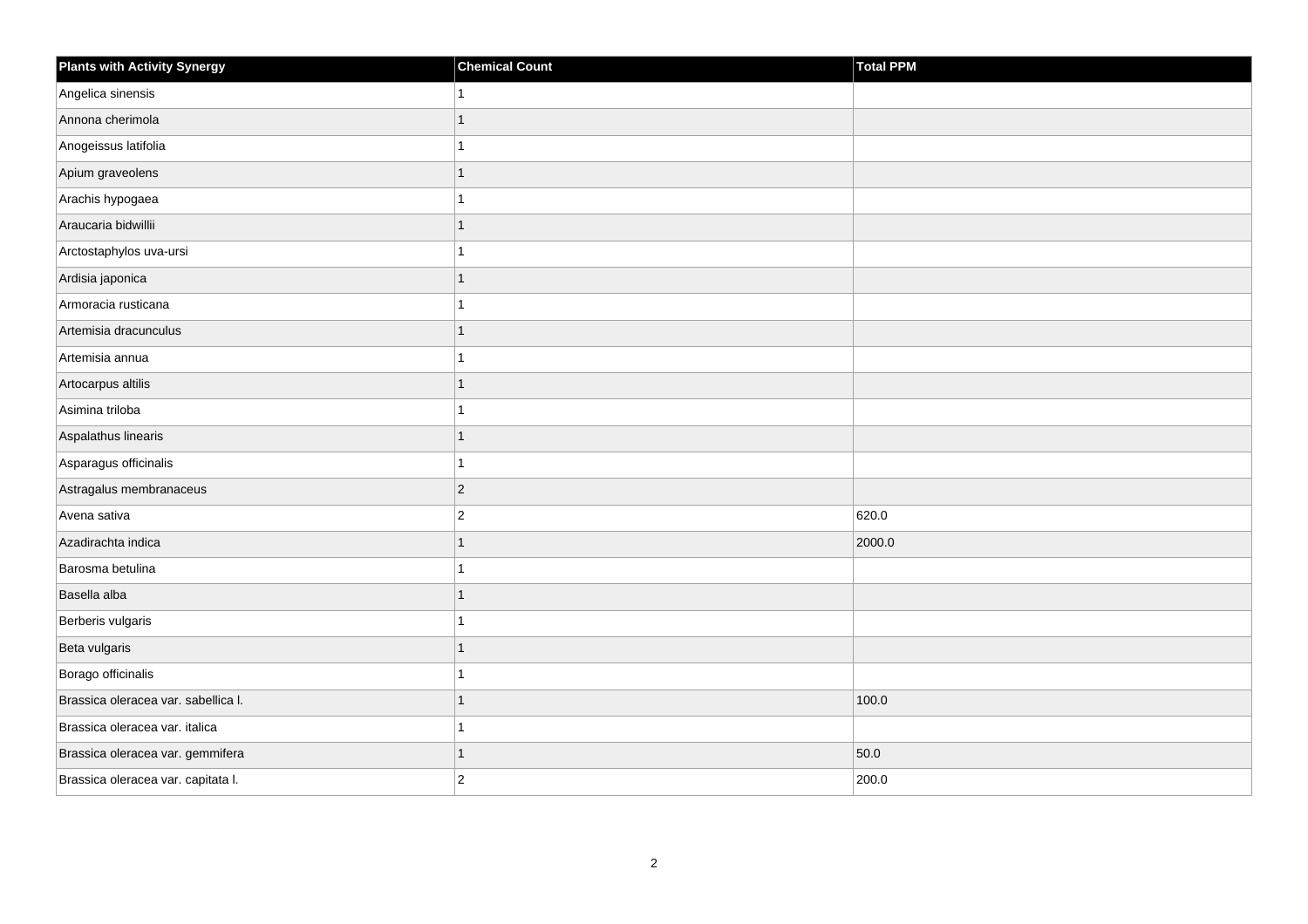| Plants with Activity Synergy | Chemical Count | Total PPM |
|---|---|---|
| Angelica sinensis | 1 | |
| Annona cherimola | 1 | |
| Anogeissus latifolia | 1 | |
| Apium graveolens | 1 | |
| Arachis hypogaea | 1 | |
| Araucaria bidwillii | 1 | |
| Arctostaphylos uva-ursi | 1 | |
| Ardisia japonica | 1 | |
| Armoracia rusticana | 1 | |
| Artemisia dracunculus | 1 | |
| Artemisia annua | 1 | |
| Artocarpus altilis | 1 | |
| Asimina triloba | 1 | |
| Aspalathus linearis | 1 | |
| Asparagus officinalis | 1 | |
| Astragalus membranaceus | 2 | |
| Avena sativa | 2 | 620.0 |
| Azadirachta indica | 1 | 2000.0 |
| Barosma betulina | 1 | |
| Basella alba | 1 | |
| Berberis vulgaris | 1 | |
| Beta vulgaris | 1 | |
| Borago officinalis | 1 | |
| Brassica oleracea var. sabellica l. | 1 | 100.0 |
| Brassica oleracea var. italica | 1 | |
| Brassica oleracea var. gemmifera | 1 | 50.0 |
| Brassica oleracea var. capitata l. | 2 | 200.0 |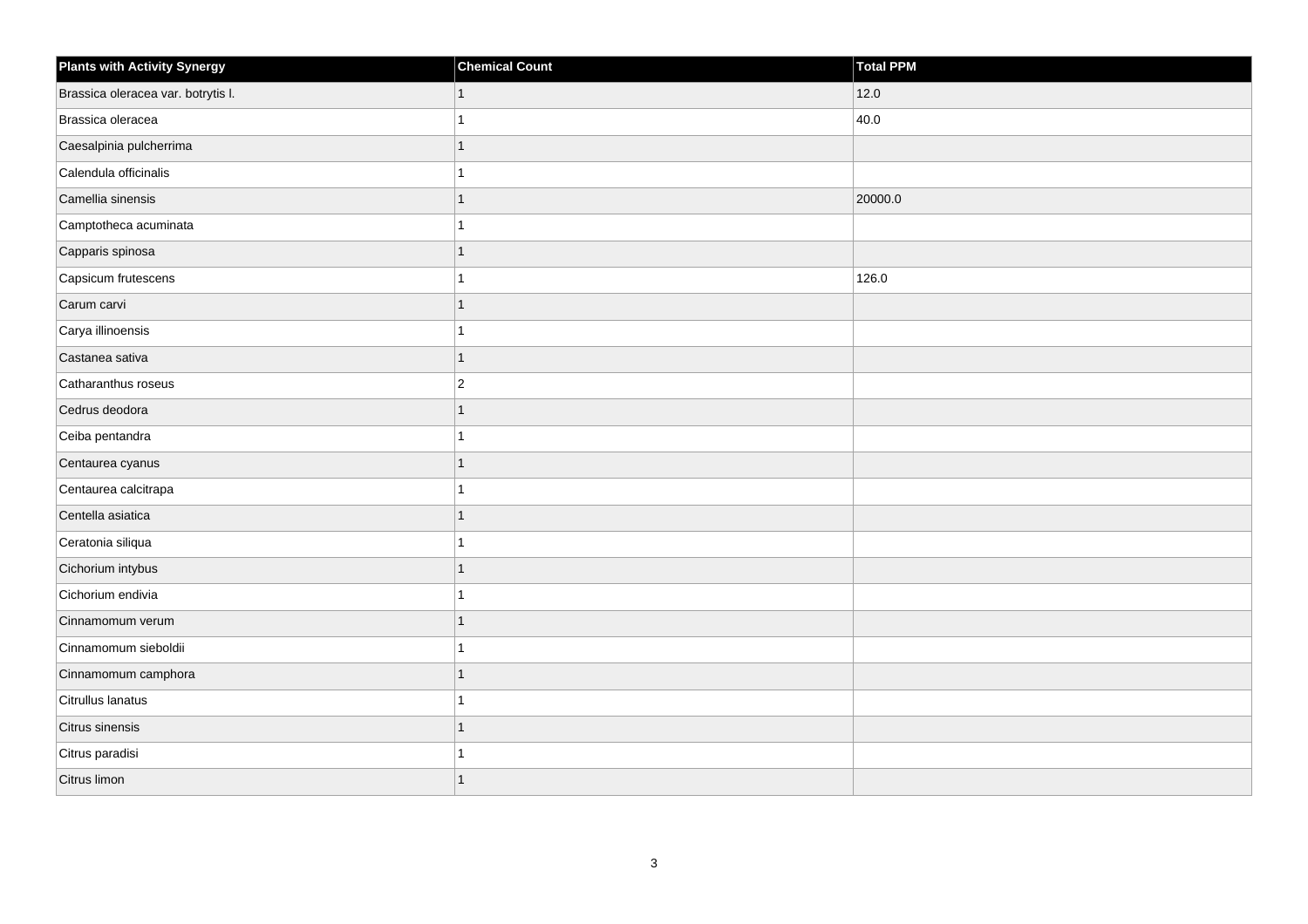| Plants with Activity Synergy | Chemical Count | Total PPM |
| --- | --- | --- |
| Brassica oleracea var. botrytis l. | 1 | 12.0 |
| Brassica oleracea | 1 | 40.0 |
| Caesalpinia pulcherrima | 1 | |
| Calendula officinalis | 1 | |
| Camellia sinensis | 1 | 20000.0 |
| Camptotheca acuminata | 1 | |
| Capparis spinosa | 1 | |
| Capsicum frutescens | 1 | 126.0 |
| Carum carvi | 1 | |
| Carya illinoensis | 1 | |
| Castanea sativa | 1 | |
| Catharanthus roseus | 2 | |
| Cedrus deodora | 1 | |
| Ceiba pentandra | 1 | |
| Centaurea cyanus | 1 | |
| Centaurea calcitrapa | 1 | |
| Centella asiatica | 1 | |
| Ceratonia siliqua | 1 | |
| Cichorium intybus | 1 | |
| Cichorium endivia | 1 | |
| Cinnamomum verum | 1 | |
| Cinnamomum sieboldii | 1 | |
| Cinnamomum camphora | 1 | |
| Citrullus lanatus | 1 | |
| Citrus sinensis | 1 | |
| Citrus paradisi | 1 | |
| Citrus limon | 1 | |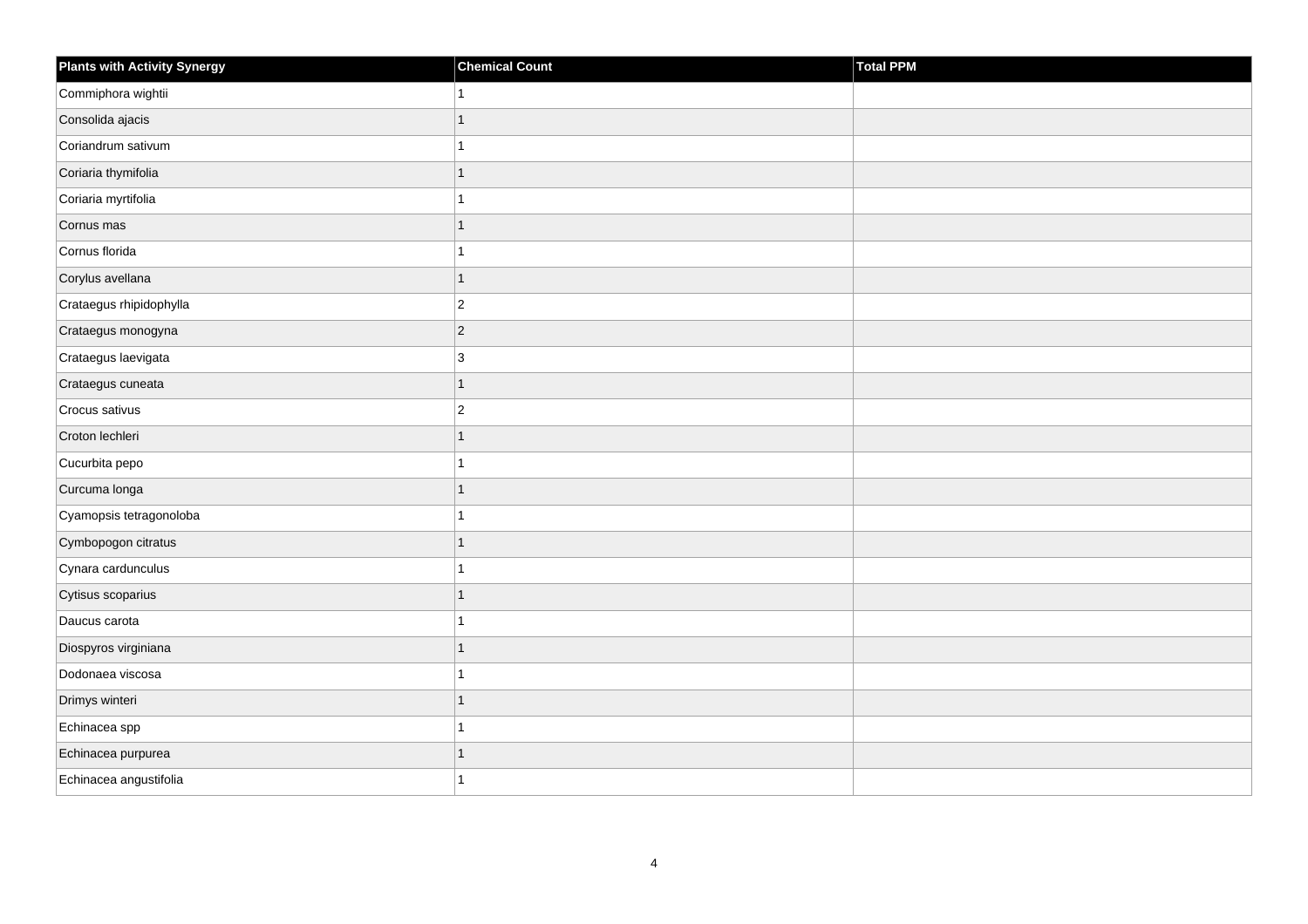| Plants with Activity Synergy | Chemical Count | Total PPM |
| --- | --- | --- |
| Commiphora wightii | 1 | |
| Consolida ajacis | 1 | |
| Coriandrum sativum | 1 | |
| Coriaria thymifolia | 1 | |
| Coriaria myrtifolia | 1 | |
| Cornus mas | 1 | |
| Cornus florida | 1 | |
| Corylus avellana | 1 | |
| Crataegus rhipidophylla | 2 | |
| Crataegus monogyna | 2 | |
| Crataegus laevigata | 3 | |
| Crataegus cuneata | 1 | |
| Crocus sativus | 2 | |
| Croton lechleri | 1 | |
| Cucurbita pepo | 1 | |
| Curcuma longa | 1 | |
| Cyamopsis tetragonoloba | 1 | |
| Cymbopogon citratus | 1 | |
| Cynara cardunculus | 1 | |
| Cytisus scoparius | 1 | |
| Daucus carota | 1 | |
| Diospyros virginiana | 1 | |
| Dodonaea viscosa | 1 | |
| Drimys winteri | 1 | |
| Echinacea spp | 1 | |
| Echinacea purpurea | 1 | |
| Echinacea angustifolia | 1 | |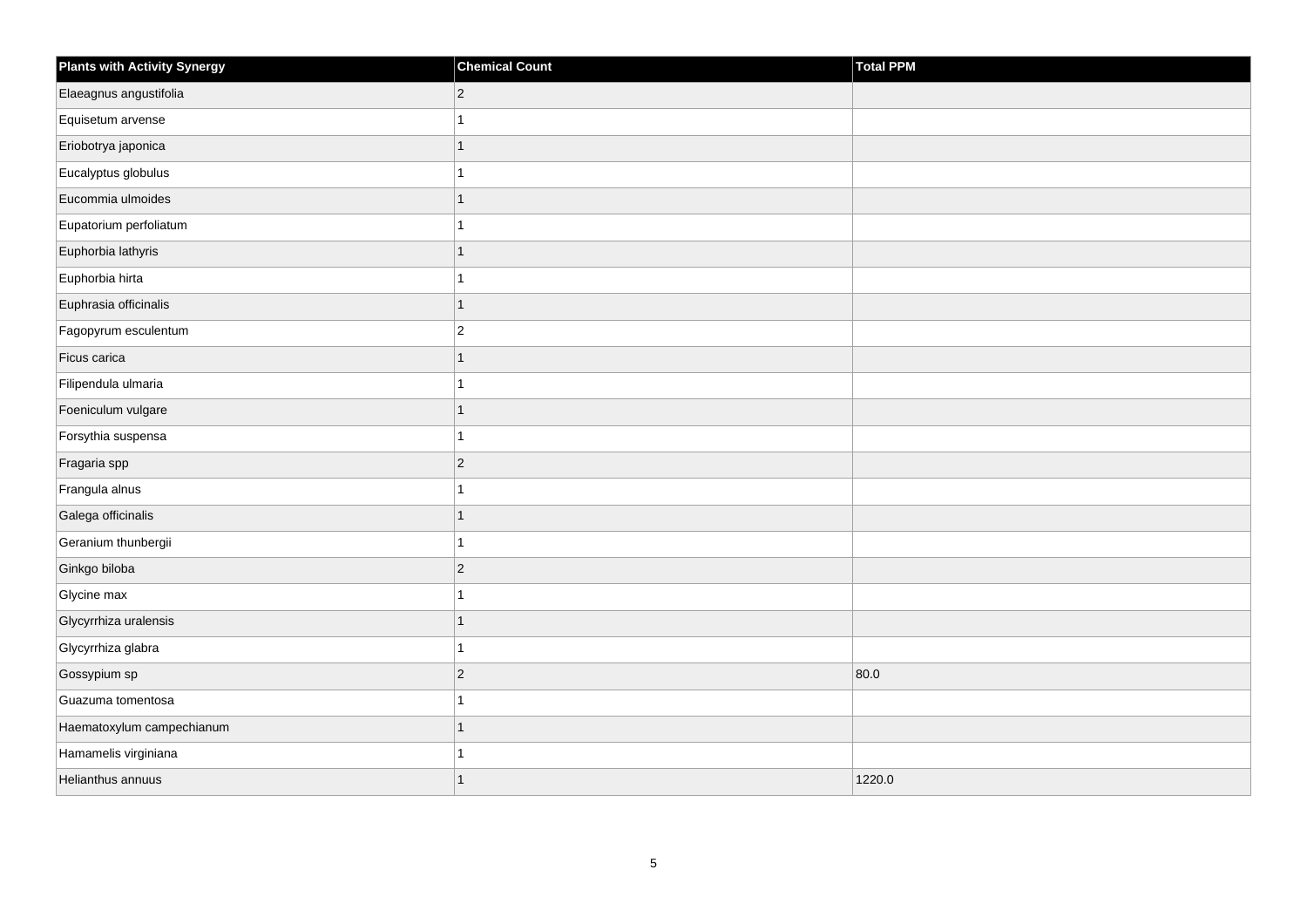| Plants with Activity Synergy | Chemical Count | Total PPM |
| --- | --- | --- |
| Elaeagnus angustifolia | 2 | |
| Equisetum arvense | 1 | |
| Eriobotrya japonica | 1 | |
| Eucalyptus globulus | 1 | |
| Eucommia ulmoides | 1 | |
| Eupatorium perfoliatum | 1 | |
| Euphorbia lathyris | 1 | |
| Euphorbia hirta | 1 | |
| Euphrasia officinalis | 1 | |
| Fagopyrum esculentum | 2 | |
| Ficus carica | 1 | |
| Filipendula ulmaria | 1 | |
| Foeniculum vulgare | 1 | |
| Forsythia suspensa | 1 | |
| Fragaria spp | 2 | |
| Frangula alnus | 1 | |
| Galega officinalis | 1 | |
| Geranium thunbergii | 1 | |
| Ginkgo biloba | 2 | |
| Glycine max | 1 | |
| Glycyrrhiza uralensis | 1 | |
| Glycyrrhiza glabra | 1 | |
| Gossypium sp | 2 | 80.0 |
| Guazuma tomentosa | 1 | |
| Haematoxylum campechianum | 1 | |
| Hamamelis virginiana | 1 | |
| Helianthus annuus | 1 | 1220.0 |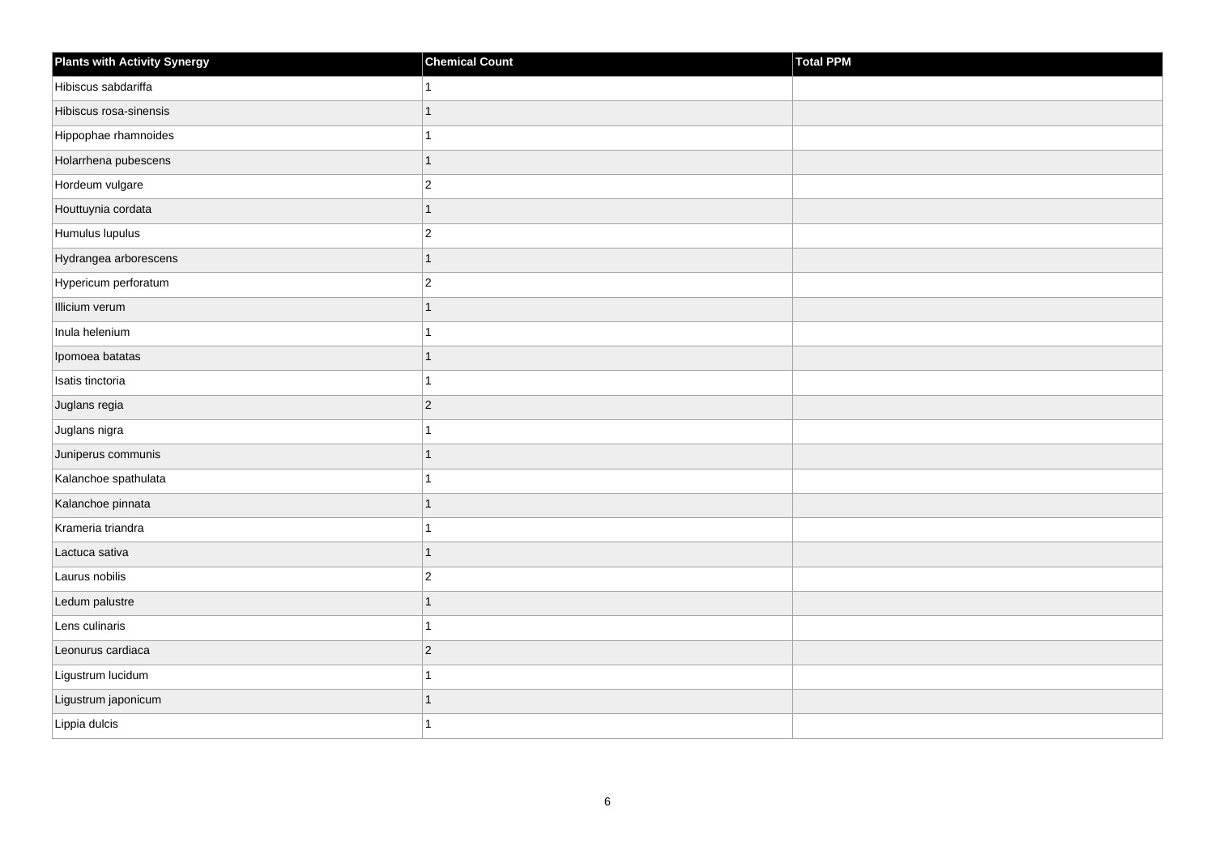| Plants with Activity Synergy | Chemical Count | Total PPM |
| --- | --- | --- |
| Hibiscus sabdariffa | 1 | |
| Hibiscus rosa-sinensis | 1 | |
| Hippophae rhamnoides | 1 | |
| Holarrhena pubescens | 1 | |
| Hordeum vulgare | 2 | |
| Houttuynia cordata | 1 | |
| Humulus lupulus | 2 | |
| Hydrangea arborescens | 1 | |
| Hypericum perforatum | 2 | |
| Illicium verum | 1 | |
| Inula helenium | 1 | |
| Ipomoea batatas | 1 | |
| Isatis tinctoria | 1 | |
| Juglans regia | 2 | |
| Juglans nigra | 1 | |
| Juniperus communis | 1 | |
| Kalanchoe spathulata | 1 | |
| Kalanchoe pinnata | 1 | |
| Krameria triandra | 1 | |
| Lactuca sativa | 1 | |
| Laurus nobilis | 2 | |
| Ledum palustre | 1 | |
| Lens culinaris | 1 | |
| Leonurus cardiaca | 2 | |
| Ligustrum lucidum | 1 | |
| Ligustrum japonicum | 1 | |
| Lippia dulcis | 1 | |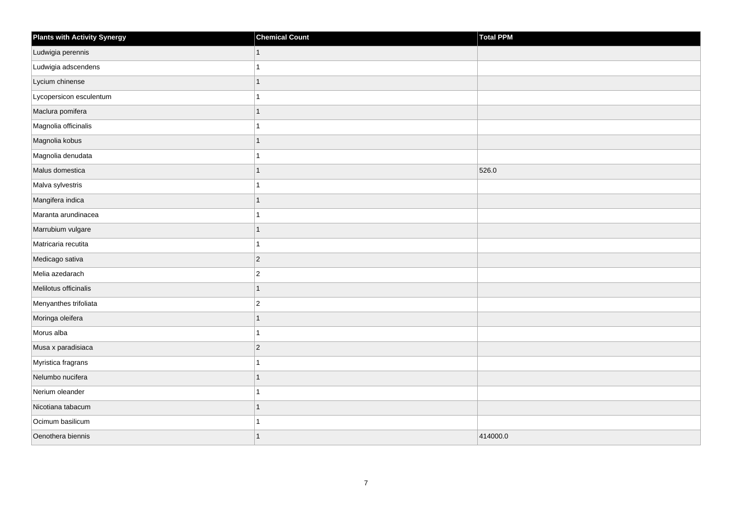| Plants with Activity Synergy | Chemical Count | Total PPM |
| --- | --- | --- |
| Ludwigia perennis | 1 | |
| Ludwigia adscendens | 1 | |
| Lycium chinense | 1 | |
| Lycopersicon esculentum | 1 | |
| Maclura pomifera | 1 | |
| Magnolia officinalis | 1 | |
| Magnolia kobus | 1 | |
| Magnolia denudata | 1 | |
| Malus domestica | 1 | 526.0 |
| Malva sylvestris | 1 | |
| Mangifera indica | 1 | |
| Maranta arundinacea | 1 | |
| Marrubium vulgare | 1 | |
| Matricaria recutita | 1 | |
| Medicago sativa | 2 | |
| Melia azedarach | 2 | |
| Melilotus officinalis | 1 | |
| Menyanthes trifoliata | 2 | |
| Moringa oleifera | 1 | |
| Morus alba | 1 | |
| Musa x paradisiaca | 2 | |
| Myristica fragrans | 1 | |
| Nelumbo nucifera | 1 | |
| Nerium oleander | 1 | |
| Nicotiana tabacum | 1 | |
| Ocimum basilicum | 1 | |
| Oenothera biennis | 1 | 414000.0 |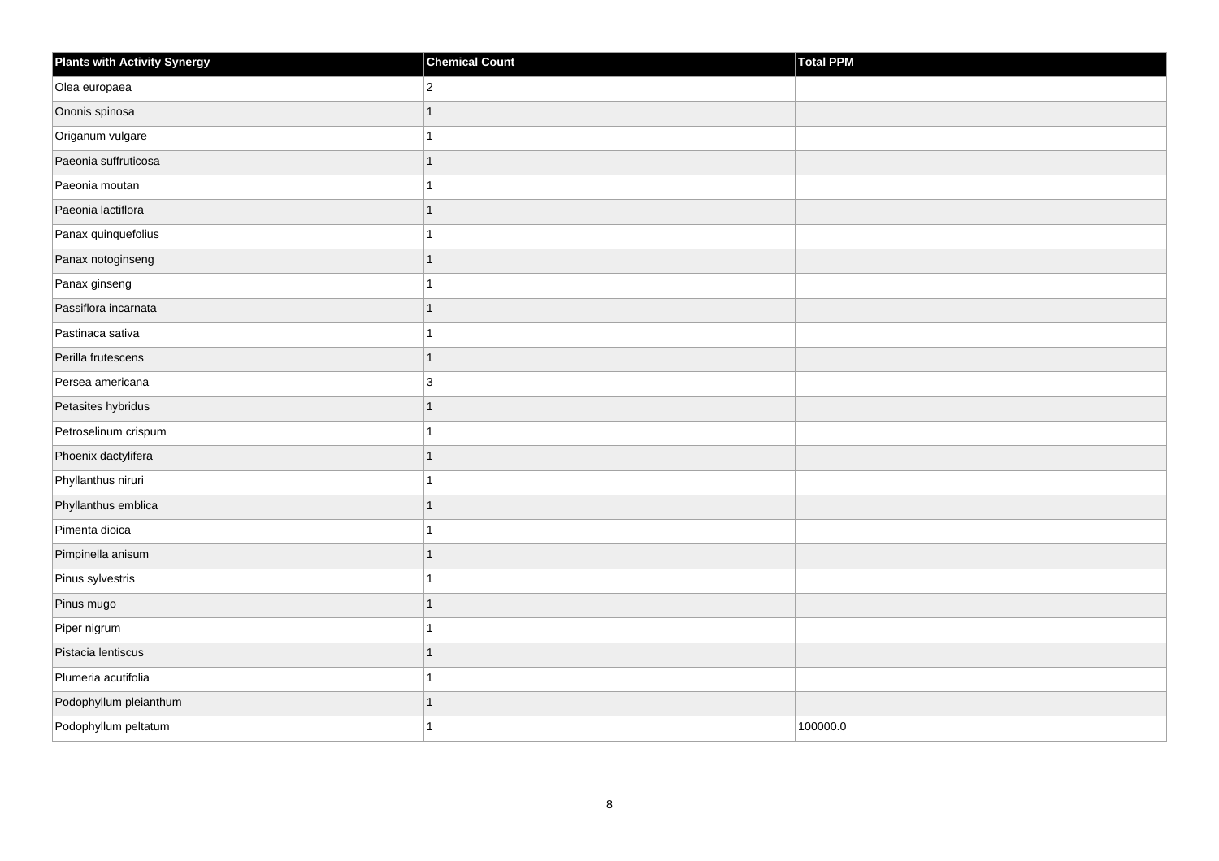| Plants with Activity Synergy | Chemical Count | Total PPM |
|---|---|---|
| Olea europaea | 2 | |
| Ononis spinosa | 1 | |
| Origanum vulgare | 1 | |
| Paeonia suffruticosa | 1 | |
| Paeonia moutan | 1 | |
| Paeonia lactiflora | 1 | |
| Panax quinquefolius | 1 | |
| Panax notoginseng | 1 | |
| Panax ginseng | 1 | |
| Passiflora incarnata | 1 | |
| Pastinaca sativa | 1 | |
| Perilla frutescens | 1 | |
| Persea americana | 3 | |
| Petasites hybridus | 1 | |
| Petroselinum crispum | 1 | |
| Phoenix dactylifera | 1 | |
| Phyllanthus niruri | 1 | |
| Phyllanthus emblica | 1 | |
| Pimenta dioica | 1 | |
| Pimpinella anisum | 1 | |
| Pinus sylvestris | 1 | |
| Pinus mugo | 1 | |
| Piper nigrum | 1 | |
| Pistacia lentiscus | 1 | |
| Plumeria acutifolia | 1 | |
| Podophyllum pleianthum | 1 | |
| Podophyllum peltatum | 1 | 100000.0 |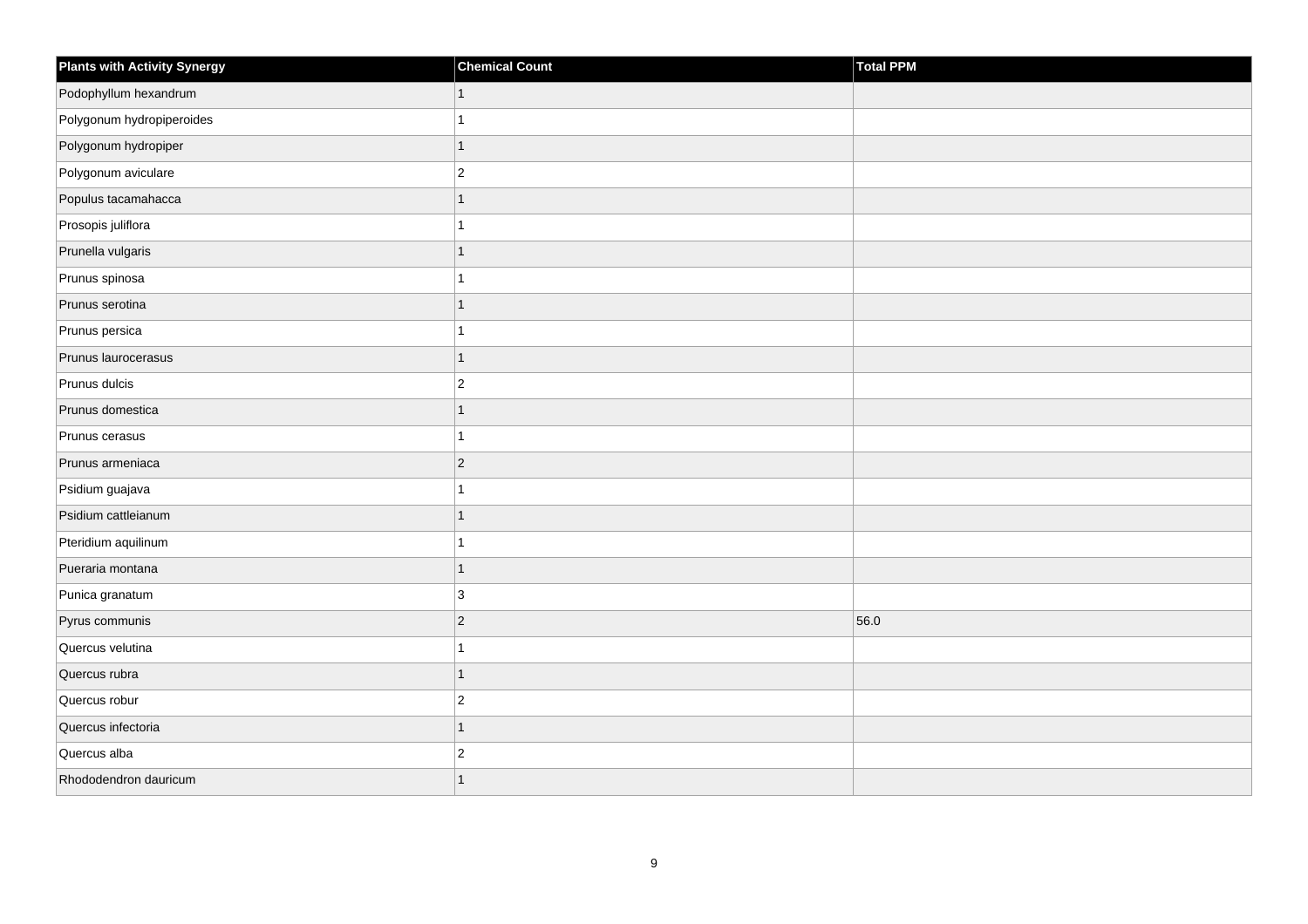| Plants with Activity Synergy | Chemical Count | Total PPM |
| --- | --- | --- |
| Podophyllum hexandrum | 1 | |
| Polygonum hydropiperoides | 1 | |
| Polygonum hydropiper | 1 | |
| Polygonum aviculare | 2 | |
| Populus tacamahacca | 1 | |
| Prosopis juliflora | 1 | |
| Prunella vulgaris | 1 | |
| Prunus spinosa | 1 | |
| Prunus serotina | 1 | |
| Prunus persica | 1 | |
| Prunus laurocerasus | 1 | |
| Prunus dulcis | 2 | |
| Prunus domestica | 1 | |
| Prunus cerasus | 1 | |
| Prunus armeniaca | 2 | |
| Psidium guajava | 1 | |
| Psidium cattleianum | 1 | |
| Pteridium aquilinum | 1 | |
| Pueraria montana | 1 | |
| Punica granatum | 3 | |
| Pyrus communis | 2 | 56.0 |
| Quercus velutina | 1 | |
| Quercus rubra | 1 | |
| Quercus robur | 2 | |
| Quercus infectoria | 1 | |
| Quercus alba | 2 | |
| Rhododendron dauricum | 1 | |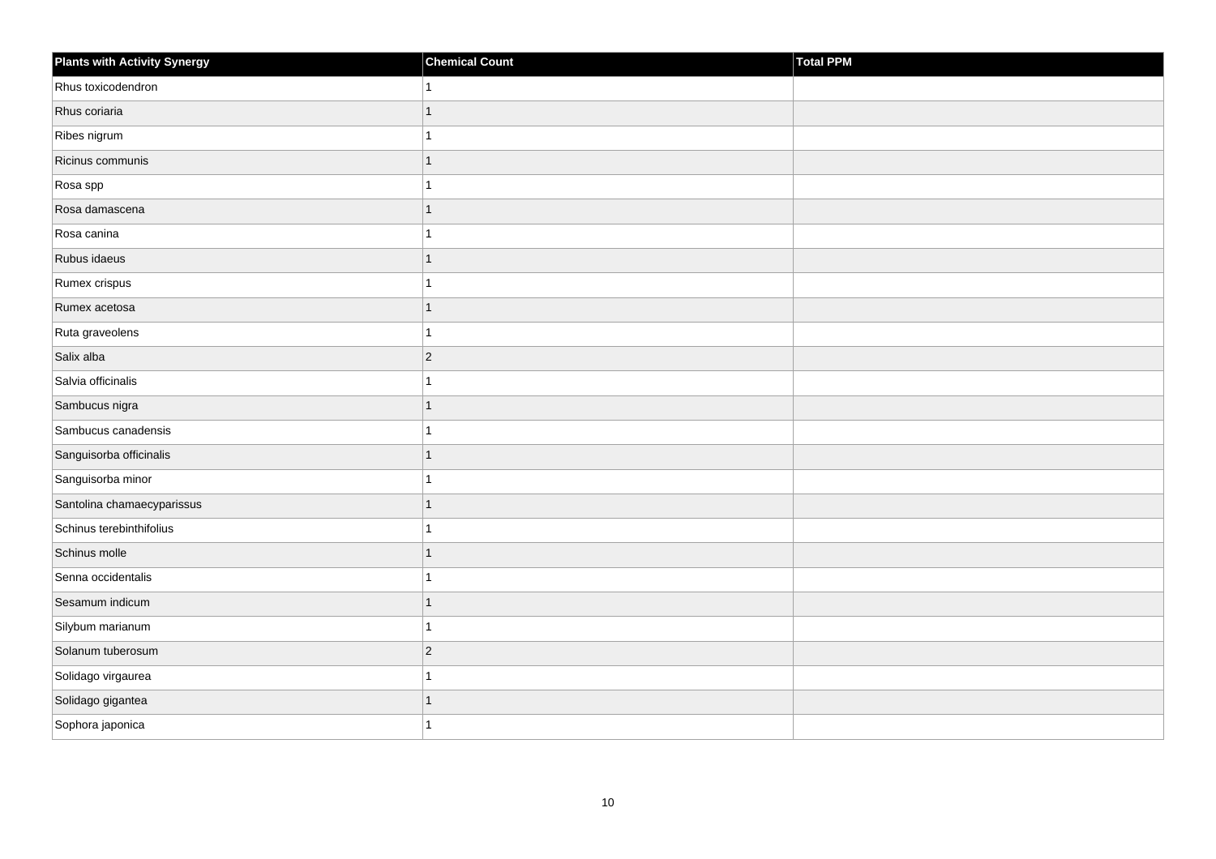| Plants with Activity Synergy | Chemical Count | Total PPM |
|---|---|---|
| Rhus toxicodendron | 1 | |
| Rhus coriaria | 1 | |
| Ribes nigrum | 1 | |
| Ricinus communis | 1 | |
| Rosa spp | 1 | |
| Rosa damascena | 1 | |
| Rosa canina | 1 | |
| Rubus idaeus | 1 | |
| Rumex crispus | 1 | |
| Rumex acetosa | 1 | |
| Ruta graveolens | 1 | |
| Salix alba | 2 | |
| Salvia officinalis | 1 | |
| Sambucus nigra | 1 | |
| Sambucus canadensis | 1 | |
| Sanguisorba officinalis | 1 | |
| Sanguisorba minor | 1 | |
| Santolina chamaecyparissus | 1 | |
| Schinus terebinthifolius | 1 | |
| Schinus molle | 1 | |
| Senna occidentalis | 1 | |
| Sesamum indicum | 1 | |
| Silybum marianum | 1 | |
| Solanum tuberosum | 2 | |
| Solidago virgaurea | 1 | |
| Solidago gigantea | 1 | |
| Sophora japonica | 1 | |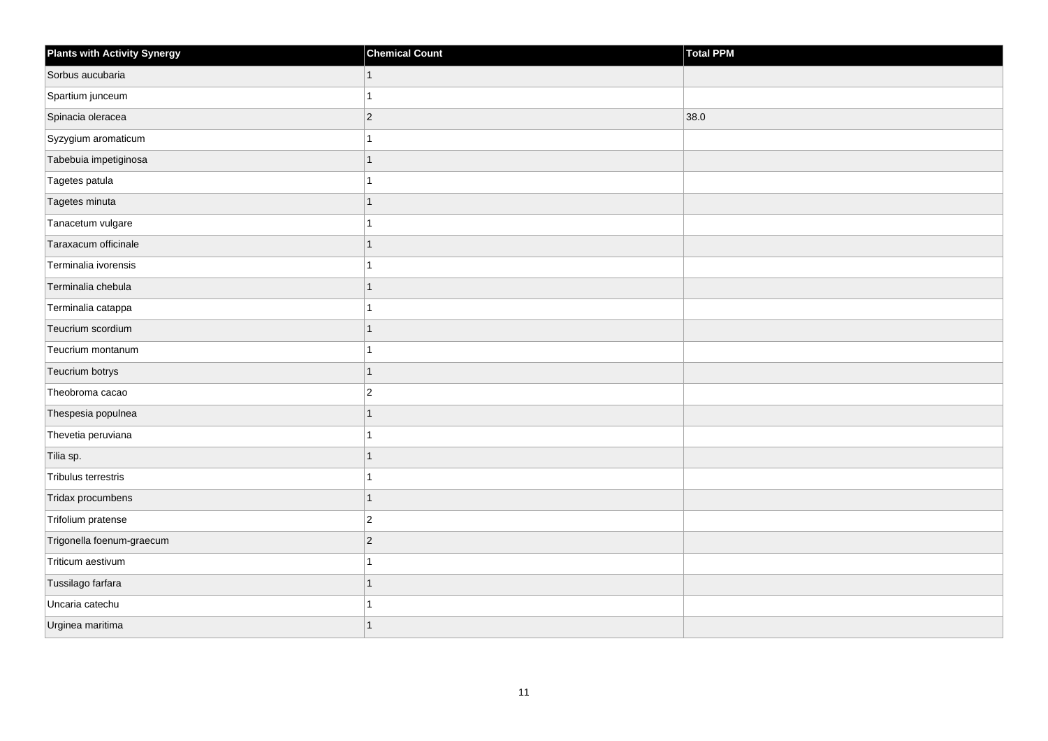| Plants with Activity Synergy | Chemical Count | Total PPM |
| --- | --- | --- |
| Sorbus aucubaria | 1 | |
| Spartium junceum | 1 | |
| Spinacia oleracea | 2 | 38.0 |
| Syzygium aromaticum | 1 | |
| Tabebuia impetiginosa | 1 | |
| Tagetes patula | 1 | |
| Tagetes minuta | 1 | |
| Tanacetum vulgare | 1 | |
| Taraxacum officinale | 1 | |
| Terminalia ivorensis | 1 | |
| Terminalia chebula | 1 | |
| Terminalia catappa | 1 | |
| Teucrium scordium | 1 | |
| Teucrium montanum | 1 | |
| Teucrium botrys | 1 | |
| Theobroma cacao | 2 | |
| Thespesia populnea | 1 | |
| Thevetia peruviana | 1 | |
| Tilia sp. | 1 | |
| Tribulus terrestris | 1 | |
| Tridax procumbens | 1 | |
| Trifolium pratense | 2 | |
| Trigonella foenum-graecum | 2 | |
| Triticum aestivum | 1 | |
| Tussilago farfara | 1 | |
| Uncaria catechu | 1 | |
| Urginea maritima | 1 | |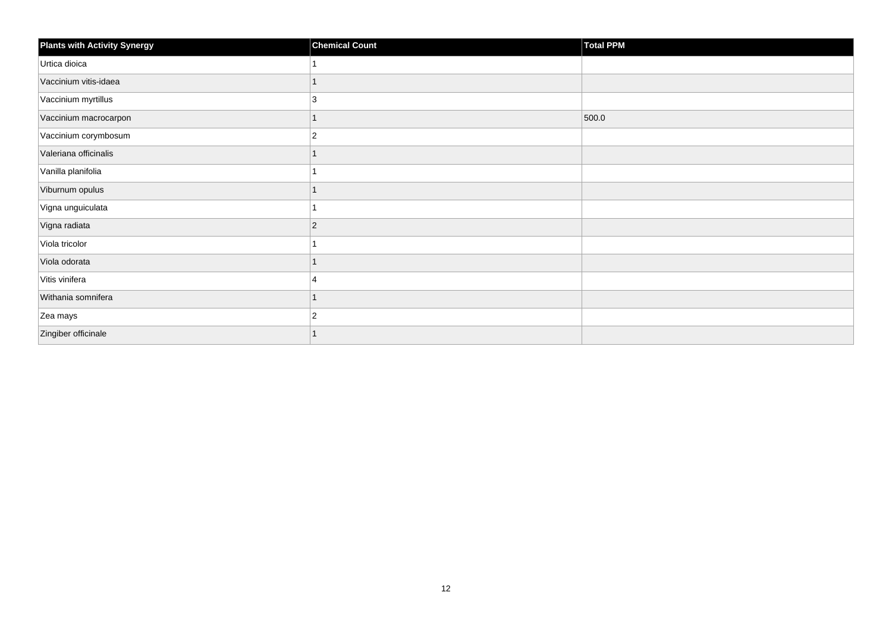| Plants with Activity Synergy | Chemical Count | Total PPM |
| --- | --- | --- |
| Urtica dioica | 1 | |
| Vaccinium vitis-idaea | 1 | |
| Vaccinium myrtillus | 3 | |
| Vaccinium macrocarpon | 1 | 500.0 |
| Vaccinium corymbosum | 2 | |
| Valeriana officinalis | 1 | |
| Vanilla planifolia | 1 | |
| Viburnum opulus | 1 | |
| Vigna unguiculata | 1 | |
| Vigna radiata | 2 | |
| Viola tricolor | 1 | |
| Viola odorata | 1 | |
| Vitis vinifera | 4 | |
| Withania somnifera | 1 | |
| Zea mays | 2 | |
| Zingiber officinale | 1 | |